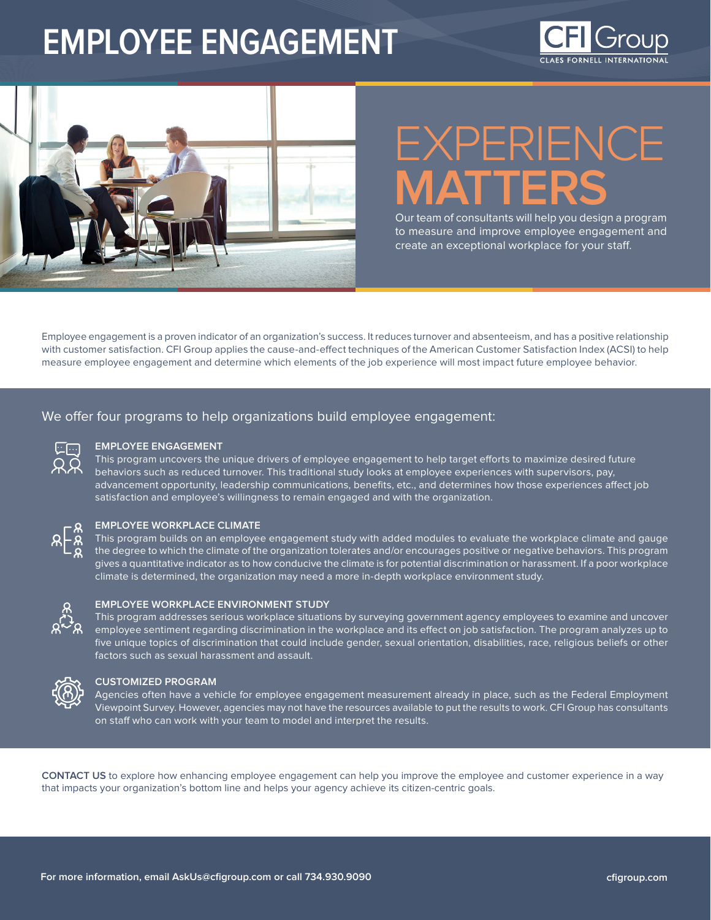# EMPLOYEE ENGAGEMENT

CFI Group
CLAES FORNELL INTERNATIONAL

## EXPERIENCE MATTERS

Our team of consultants will help you design a program to measure and improve employee engagement and create an exceptional workplace for your staff.

Employee engagement is a proven indicator of an organization's success. It reduces turnover and absenteeism, and has a positive relationship with customer satisfaction. CFI Group applies the cause-and-effect techniques of the American Customer Satisfaction Index (ACSI) to help measure employee engagement and determine which elements of the job experience will most impact future employee behavior.

We offer four programs to help organizations build employee engagement:

### EMPLOYEE ENGAGEMENT

This program uncovers the unique drivers of employee engagement to help target efforts to maximize desired future behaviors such as reduced turnover. This traditional study looks at employee experiences with supervisors, pay, advancement opportunity, leadership communications, benefits, etc., and determines how those experiences affect job satisfaction and employee's willingness to remain engaged and with the organization.

### EMPLOYEE WORKPLACE CLIMATE

This program builds on an employee engagement study with added modules to evaluate the workplace climate and gauge the degree to which the climate of the organization tolerates and/or encourages positive or negative behaviors. This program gives a quantitative indicator as to how conducive the climate is for potential discrimination or harassment. If a poor workplace climate is determined, the organization may need a more in-depth workplace environment study.

### EMPLOYEE WORKPLACE ENVIRONMENT STUDY

This program addresses serious workplace situations by surveying government agency employees to examine and uncover employee sentiment regarding discrimination in the workplace and its effect on job satisfaction. The program analyzes up to five unique topics of discrimination that could include gender, sexual orientation, disabilities, race, religious beliefs or other factors such as sexual harassment and assault.

### CUSTOMIZED PROGRAM

Agencies often have a vehicle for employee engagement measurement already in place, such as the Federal Employment Viewpoint Survey. However, agencies may not have the resources available to put the results to work. CFI Group has consultants on staff who can work with your team to model and interpret the results.

**CONTACT US** to explore how enhancing employee engagement can help you improve the employee and customer experience in a way that impacts your organization's bottom line and helps your agency achieve its citizen-centric goals.

**For more information, email AskUs@cfigroup.com or call 734.930.9090**

**cfigroup.com**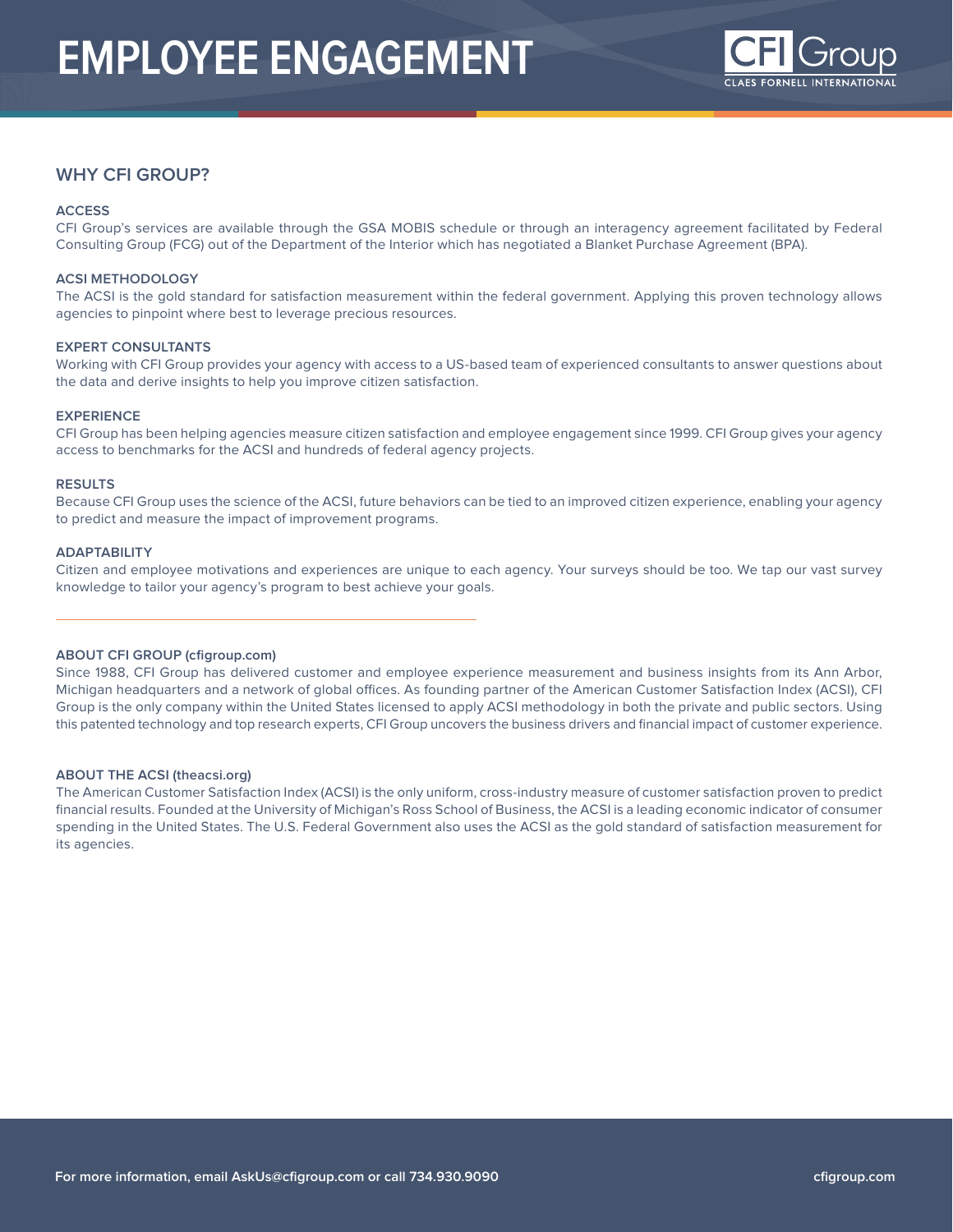# EMPLOYEE ENGAGEMENT

## WHY CFI GROUP?

**ACCESS**

CFI Group's services are available through the GSA MOBIS schedule or through an interagency agreement facilitated by Federal Consulting Group (FCG) out of the Department of the Interior which has negotiated a Blanket Purchase Agreement (BPA).

**ACSI METHODOLOGY**

The ACSI is the gold standard for satisfaction measurement within the federal government. Applying this proven technology allows agencies to pinpoint where best to leverage precious resources.

**EXPERT CONSULTANTS**

Working with CFI Group provides your agency with access to a US-based team of experienced consultants to answer questions about the data and derive insights to help you improve citizen satisfaction.

**EXPERIENCE**

CFI Group has been helping agencies measure citizen satisfaction and employee engagement since 1999. CFI Group gives your agency access to benchmarks for the ACSI and hundreds of federal agency projects.

**RESULTS**

Because CFI Group uses the science of the ACSI, future behaviors can be tied to an improved citizen experience, enabling your agency to predict and measure the impact of improvement programs.

**ADAPTABILITY**

Citizen and employee motivations and experiences are unique to each agency. Your surveys should be too. We tap our vast survey knowledge to tailor your agency's program to best achieve your goals.

---

**ABOUT CFI GROUP (cfigroup.com)**

Since 1988, CFI Group has delivered customer and employee experience measurement and business insights from its Ann Arbor, Michigan headquarters and a network of global offices. As founding partner of the American Customer Satisfaction Index (ACSI), CFI Group is the only company within the United States licensed to apply ACSI methodology in both the private and public sectors. Using this patented technology and top research experts, CFI Group uncovers the business drivers and financial impact of customer experience.

**ABOUT THE ACSI (theacsi.org)**

The American Customer Satisfaction Index (ACSI) is the only uniform, cross-industry measure of customer satisfaction proven to predict financial results. Founded at the University of Michigan's Ross School of Business, the ACSI is a leading economic indicator of consumer spending in the United States. The U.S. Federal Government also uses the ACSI as the gold standard of satisfaction measurement for its agencies.

**For more information, email AskUs@cfigroup.com or call 734.930.9090** | **cfigroup.com**